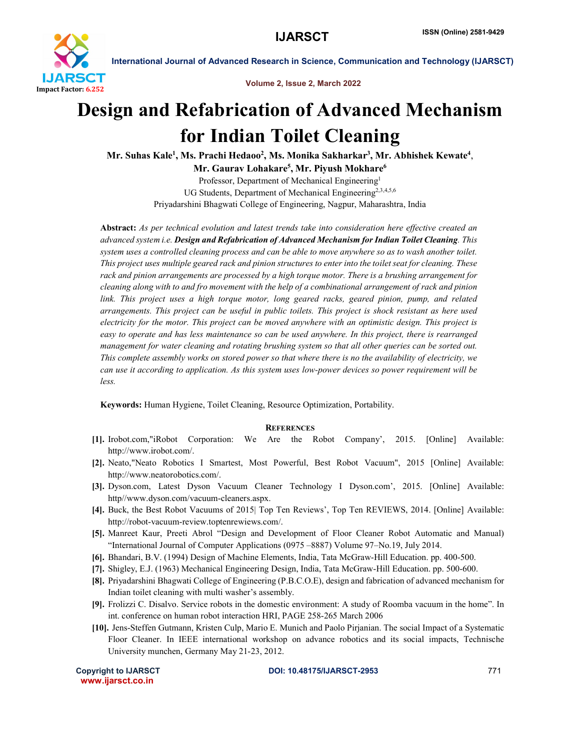# Design and Refabrication of Advanced Mechanism for Indian Toilet Cleaning

**Mr. Suhas Kale[1], Ms. Prachi Hedaoo[2], Ms. Monika Sakharkar[3], Mr. Abhishek Kewate[4], Mr. Gaurav Lohakare[5], Mr. Piyush Mokhare[6]**

Professor, Department of Mechanical Engineering[1]
UG Students, Department of Mechanical Engineering[2,3,4,5,6]
Priyadarshini Bhagwati College of Engineering, Nagpur, Maharashtra, India

**Abstract:** *As per technical evolution and latest trends take into consideration here effective created an advanced system i.e.* ***Design and Refabrication of Advanced Mechanism for Indian Toilet Cleaning****. This system uses a controlled cleaning process and can be able to move anywhere so as to wash another toilet. This project uses multiple geared rack and pinion structures to enter into the toilet seat for cleaning. These rack and pinion arrangements are processed by a high torque motor. There is a brushing arrangement for cleaning along with to and fro movement with the help of a combinational arrangement of rack and pinion link. This project uses a high torque motor, long geared racks, geared pinion, pump, and related arrangements. This project can be useful in public toilets. This project is shock resistant as here used electricity for the motor. This project can be moved anywhere with an optimistic design. This project is easy to operate and has less maintenance so can be used anywhere. In this project, there is rearranged management for water cleaning and rotating brushing system so that all other queries can be sorted out. This complete assembly works on stored power so that where there is no the availability of electricity, we can use it according to application. As this system uses low-power devices so power requirement will be less.*

**Keywords:** Human Hygiene, Toilet Cleaning, Resource Optimization, Portability.

## References

[1]. Irobot.com,"iRobot Corporation: We Are the Robot Company', 2015. [Online] Available: http://www.irobot.com/.

[2]. Neato,"Neato Robotics I Smartest, Most Powerful, Best Robot Vacuum", 2015 [Online] Available: http://www.neatorobotics.com/.

[3]. Dyson.com, Latest Dyson Vacuum Cleaner Technology I Dyson.com', 2015. [Online] Available: http//www.dyson.com/vacuum-cleaners.aspx.

[4]. Buck, the Best Robot Vacuums of 2015| Top Ten Reviews', Top Ten REVIEWS, 2014. [Online] Available: http://robot-vacuum-review.toptenrewiews.com/.

[5]. Manreet Kaur, Preeti Abrol "Design and Development of Floor Cleaner Robot Automatic and Manual) "International Journal of Computer Applications (0975 –8887) Volume 97–No.19, July 2014.

[6]. Bhandari, B.V. (1994) Design of Machine Elements, India, Tata McGraw-Hill Education. pp. 400-500.

[7]. Shigley, E.J. (1963) Mechanical Engineering Design, India, Tata McGraw-Hill Education. pp. 500-600.

[8]. Priyadarshini Bhagwati College of Engineering (P.B.C.O.E), design and fabrication of advanced mechanism for Indian toilet cleaning with multi washer's assembly.

[9]. Frolizzi C. Disalvo. Service robots in the domestic environment: A study of Roomba vacuum in the home". In int. conference on human robot interaction HRI, PAGE 258-265 March 2006

[10]. Jens-Steffen Gutmann, Kristen Culp, Mario E. Munich and Paolo Pirjanian. The social Impact of a Systematic Floor Cleaner. In IEEE international workshop on advance robotics and its social impacts, Technische University munchen, Germany May 21-23, 2012.